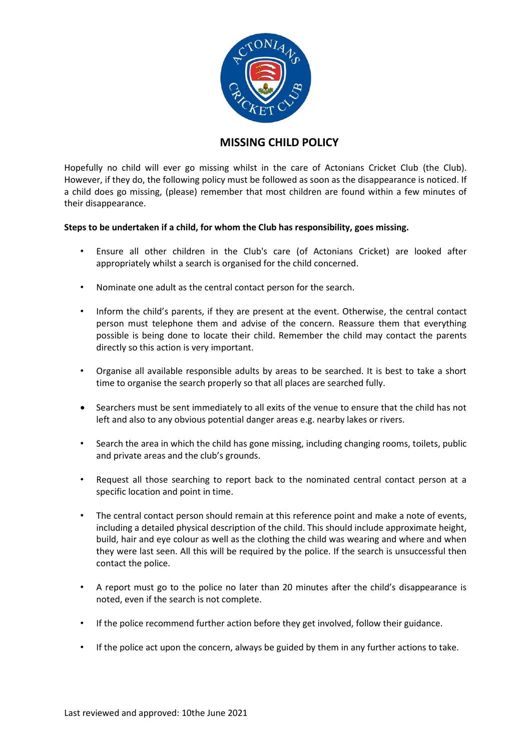# MISSING CHILD POLICY

Hopefully no child will ever go missing whilst in the care of Actonians Cricket Club (the Club). However, if they do, the following policy must be followed as soon as the disappearance is noticed. If a child does go missing, (please) remember that most children are found within a few minutes of their disappearance.

**Steps to be undertaken if a child, for whom the Club has responsibility, goes missing.**

- Ensure all other children in the Club's care (of Actonians Cricket) are looked after appropriately whilst a search is organised for the child concerned.
- Nominate one adult as the central contact person for the search.
- Inform the child's parents, if they are present at the event. Otherwise, the central contact person must telephone them and advise of the concern. Reassure them that everything possible is being done to locate their child. Remember the child may contact the parents directly so this action is very important.
- Organise all available responsible adults by areas to be searched. It is best to take a short time to organise the search properly so that all places are searched fully.
- Searchers must be sent immediately to all exits of the venue to ensure that the child has not left and also to any obvious potential danger areas e.g. nearby lakes or rivers.
- Search the area in which the child has gone missing, including changing rooms, toilets, public and private areas and the club's grounds.
- Request all those searching to report back to the nominated central contact person at a specific location and point in time.
- The central contact person should remain at this reference point and make a note of events, including a detailed physical description of the child. This should include approximate height, build, hair and eye colour as well as the clothing the child was wearing and where and when they were last seen. All this will be required by the police. If the search is unsuccessful then contact the police.
- A report must go to the police no later than 20 minutes after the child's disappearance is noted, even if the search is not complete.
- If the police recommend further action before they get involved, follow their guidance.
- If the police act upon the concern, always be guided by them in any further actions to take.

Last reviewed and approved: 10the June 2021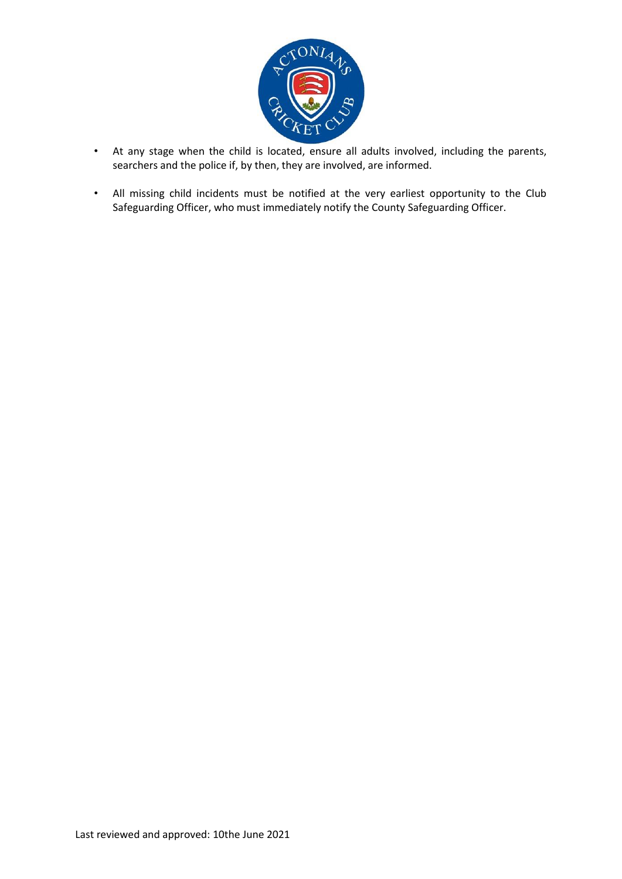- At any stage when the child is located, ensure all adults involved, including the parents, searchers and the police if, by then, they are involved, are informed.

- All missing child incidents must be notified at the very earliest opportunity to the Club Safeguarding Officer, who must immediately notify the County Safeguarding Officer.

Last reviewed and approved: 10the June 2021